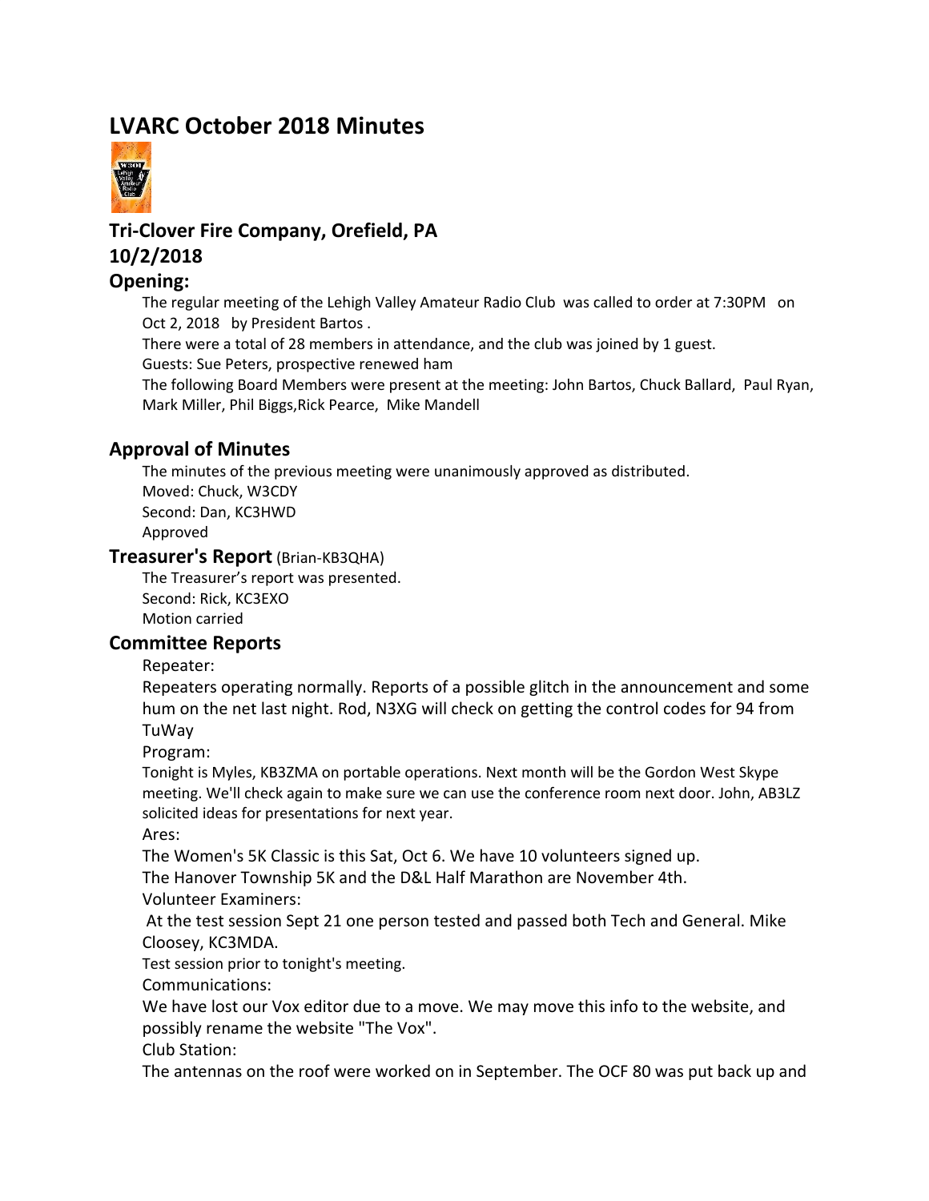# LVARC October 2018 Minutes

## Tri-Clover Fire Company, Orefield, PA

## 10/2/2018

## Opening:

The regular meeting of the Lehigh Valley Amateur Radio Club was called to order at 7:30PM on Oct 2, 2018 by President Bartos .

There were a total of 28 members in attendance, and the club was joined by 1 guest.

Guests: Sue Peters, prospective renewed ham

The following Board Members were present at the meeting: John Bartos, Chuck Ballard, Paul Ryan, Mark Miller, Phil Biggs,Rick Pearce, Mike Mandell

## Approval of Minutes

The minutes of the previous meeting were unanimously approved as distributed.

Moved: Chuck, W3CDY

Second: Dan, KC3HWD

Approved

## Treasurer's Report (Brian-KB3QHA)

The Treasurer's report was presented.

Second: Rick, KC3EXO

Motion carried

## Committee Reports

Repeater:

Repeaters operating normally. Reports of a possible glitch in the announcement and some hum on the net last night. Rod, N3XG will check on getting the control codes for 94 from TuWay

Program:

Tonight is Myles, KB3ZMA on portable operations. Next month will be the Gordon West Skype meeting. We'll check again to make sure we can use the conference room next door. John, AB3LZ solicited ideas for presentations for next year.

Ares:

The Women's 5K Classic is this Sat, Oct 6. We have 10 volunteers signed up.

The Hanover Township 5K and the D&L Half Marathon are November 4th.

Volunteer Examiners:

At the test session Sept 21 one person tested and passed both Tech and General. Mike Cloosey, KC3MDA.

Test session prior to tonight's meeting.

Communications:

We have lost our Vox editor due to a move. We may move this info to the website, and possibly rename the website "The Vox".

Club Station:

The antennas on the roof were worked on in September. The OCF 80 was put back up and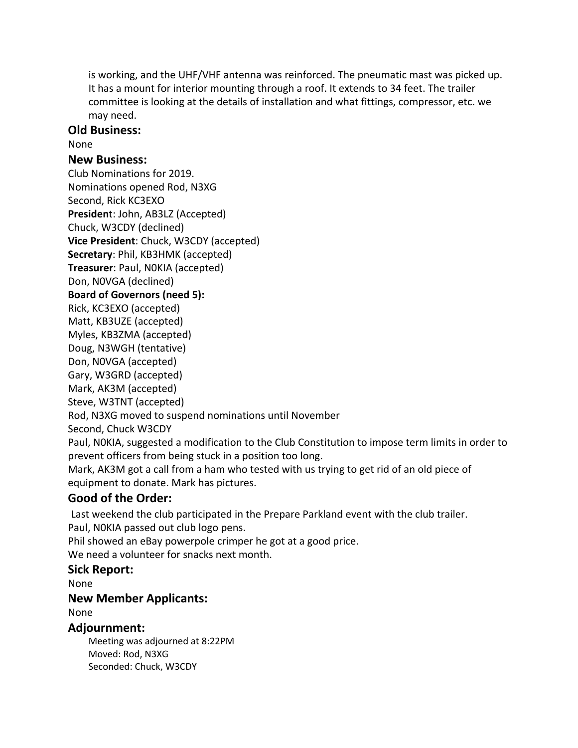is working, and the UHF/VHF antenna was reinforced. The pneumatic mast was picked up. It has a mount for interior mounting through a roof. It extends to 34 feet. The trailer committee is looking at the details of installation and what fittings, compressor, etc. we may need.

### Old Business:

None

### New Business:

Club Nominations for 2019.
Nominations opened Rod, N3XG
Second, Rick KC3EXO
**President**: John, AB3LZ (Accepted)
Chuck, W3CDY (declined)
**Vice President**: Chuck, W3CDY (accepted)
**Secretary**: Phil, KB3HMK (accepted)
**Treasurer**: Paul, N0KIA (accepted)
Don, N0VGA (declined)
**Board of Governors (need 5):**
Rick, KC3EXO (accepted)
Matt, KB3UZE (accepted)
Myles, KB3ZMA (accepted)
Doug, N3WGH (tentative)
Don, N0VGA (accepted)
Gary, W3GRD (accepted)
Mark, AK3M (accepted)
Steve, W3TNT (accepted)
Rod, N3XG moved to suspend nominations until November
Second, Chuck W3CDY
Paul, N0KIA, suggested a modification to the Club Constitution to impose term limits in order to prevent officers from being stuck in a position too long.
Mark, AK3M got a call from a ham who tested with us trying to get rid of an old piece of equipment to donate. Mark has pictures.

### Good of the Order:

Last weekend the club participated in the Prepare Parkland event with the club trailer.
Paul, N0KIA passed out club logo pens.
Phil showed an eBay powerpole crimper he got at a good price.
We need a volunteer for snacks next month.

### Sick Report:

None

### New Member Applicants:

None

### Adjournment:

Meeting was adjourned at 8:22PM
Moved: Rod, N3XG
Seconded: Chuck, W3CDY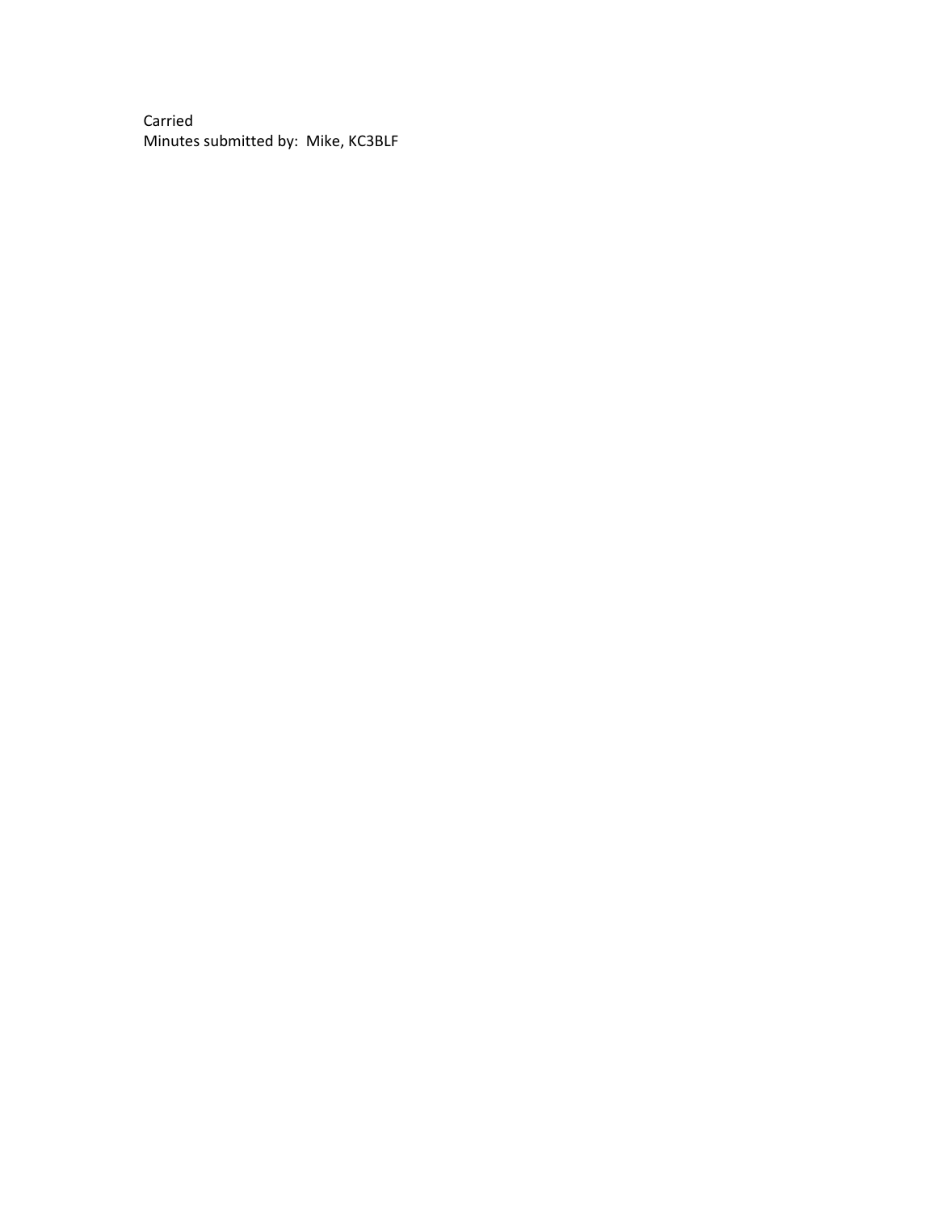Carried
Minutes submitted by: Mike, KC3BLF